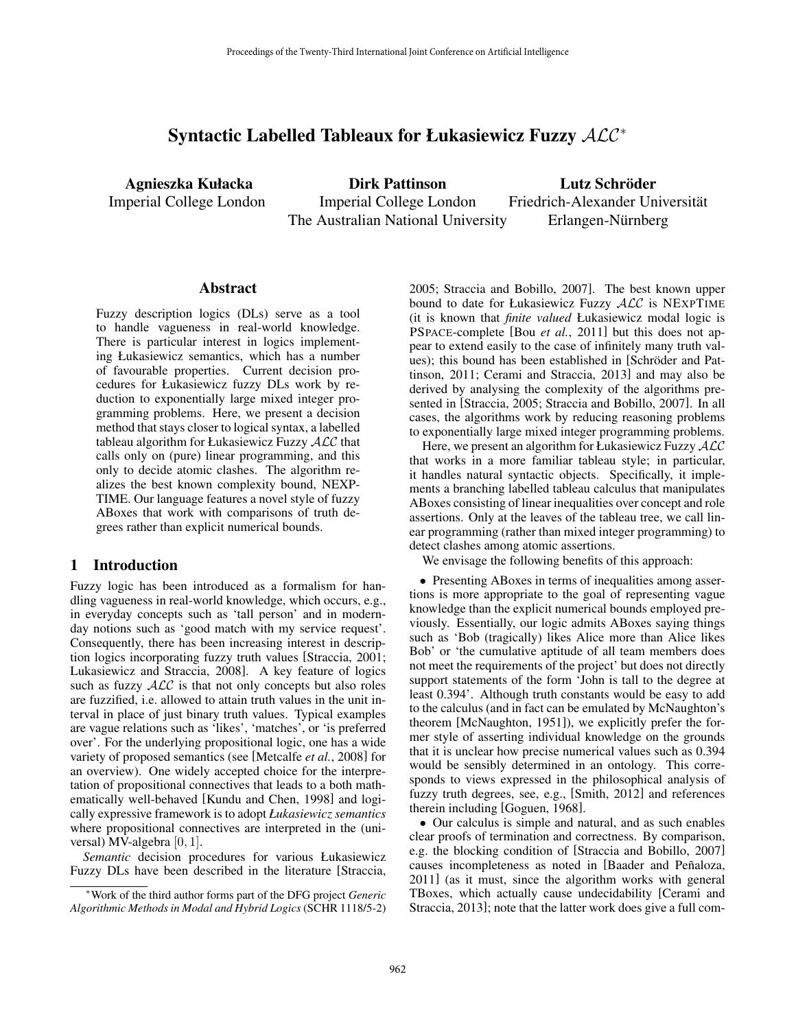# Syntactic Labelled Tableaux for Łukasiewicz Fuzzy $\mathcal{ALC}$*

**Agnieszka Kułacka**
Imperial College London

**Dirk Pattinson**
Imperial College London
The Australian National University

**Lutz Schröder**
Friedrich-Alexander Universität
Erlangen-Nürnberg

## Abstract

Fuzzy description logics (DLs) serve as a tool to handle vagueness in real-world knowledge. There is particular interest in logics implementing Łukasiewicz semantics, which has a number of favourable properties. Current decision procedures for Łukasiewicz fuzzy DLs work by reduction to exponentially large mixed integer programming problems. Here, we present a decision method that stays closer to logical syntax, a labelled tableau algorithm for Łukasiewicz Fuzzy $\mathcal{ALC}$ that calls only on (pure) linear programming, and this only to decide atomic clashes. The algorithm realizes the best known complexity bound, NEXPTIME. Our language features a novel style of fuzzy ABoxes that work with comparisons of truth degrees rather than explicit numerical bounds.

## 1 Introduction

Fuzzy logic has been introduced as a formalism for handling vagueness in real-world knowledge, which occurs, e.g., in everyday concepts such as 'tall person' and in modern-day notions such as 'good match with my service request'. Consequently, there has been increasing interest in description logics incorporating fuzzy truth values [Straccia, 2001; Lukasiewicz and Straccia, 2008]. A key feature of logics such as fuzzy $\mathcal{ALC}$ is that not only concepts but also roles are fuzzified, i.e. allowed to attain truth values in the unit interval in place of just binary truth values. Typical examples are vague relations such as 'likes', 'matches', or 'is preferred over'. For the underlying propositional logic, one has a wide variety of proposed semantics (see [Metcalfe *et al.*, 2008] for an overview). One widely accepted choice for the interpretation of propositional connectives that leads to a both mathematically well-behaved [Kundu and Chen, 1998] and logically expressive framework is to adopt *Łukasiewicz semantics* where propositional connectives are interpreted in the (universal) MV-algebra $[0, 1]$.

*Semantic* decision procedures for various Łukasiewicz Fuzzy DLs have been described in the literature [Straccia, 2005; Straccia and Bobillo, 2007]. The best known upper bound to date for Łukasiewicz Fuzzy $\mathcal{ALC}$ is NEXPTIME (it is known that *finite valued* Łukasiewicz modal logic is PSPACE-complete [Bou *et al.*, 2011] but this does not appear to extend easily to the case of infinitely many truth values); this bound has been established in [Schröder and Pattinson, 2011; Cerami and Straccia, 2013] and may also be derived by analysing the complexity of the algorithms presented in [Straccia, 2005; Straccia and Bobillo, 2007]. In all cases, the algorithms work by reducing reasoning problems to exponentially large mixed integer programming problems.

Here, we present an algorithm for Łukasiewicz Fuzzy $\mathcal{ALC}$ that works in a more familiar tableau style; in particular, it handles natural syntactic objects. Specifically, it implements a branching labelled tableau calculus that manipulates ABoxes consisting of linear inequalities over concept and role assertions. Only at the leaves of the tableau tree, we call linear programming (rather than mixed integer programming) to detect clashes among atomic assertions.

We envisage the following benefits of this approach:

- Presenting ABoxes in terms of inequalities among assertions is more appropriate to the goal of representing vague knowledge than the explicit numerical bounds employed previously. Essentially, our logic admits ABoxes saying things such as 'Bob (tragically) likes Alice more than Alice likes Bob' or 'the cumulative aptitude of all team members does not meet the requirements of the project' but does not directly support statements of the form 'John is tall to the degree at least 0.394'. Although truth constants would be easy to add to the calculus (and in fact can be emulated by McNaughton's theorem [McNaughton, 1951]), we explicitly prefer the former style of asserting individual knowledge on the grounds that it is unclear how precise numerical values such as 0.394 would be sensibly determined in an ontology. This corresponds to views expressed in the philosophical analysis of fuzzy truth degrees, see, e.g., [Smith, 2012] and references therein including [Goguen, 1968].
- Our calculus is simple and natural, and as such enables clear proofs of termination and correctness. By comparison, e.g. the blocking condition of [Straccia and Bobillo, 2007] causes incompleteness as noted in [Baader and Peñaloza, 2011] (as it must, since the algorithm works with general TBoxes, which actually cause undecidability [Cerami and Straccia, 2013]; note that the latter work does give a full com-

*Work of the third author forms part of the DFG project *Generic Algorithmic Methods in Modal and Hybrid Logics* (SCHR 1118/5-2)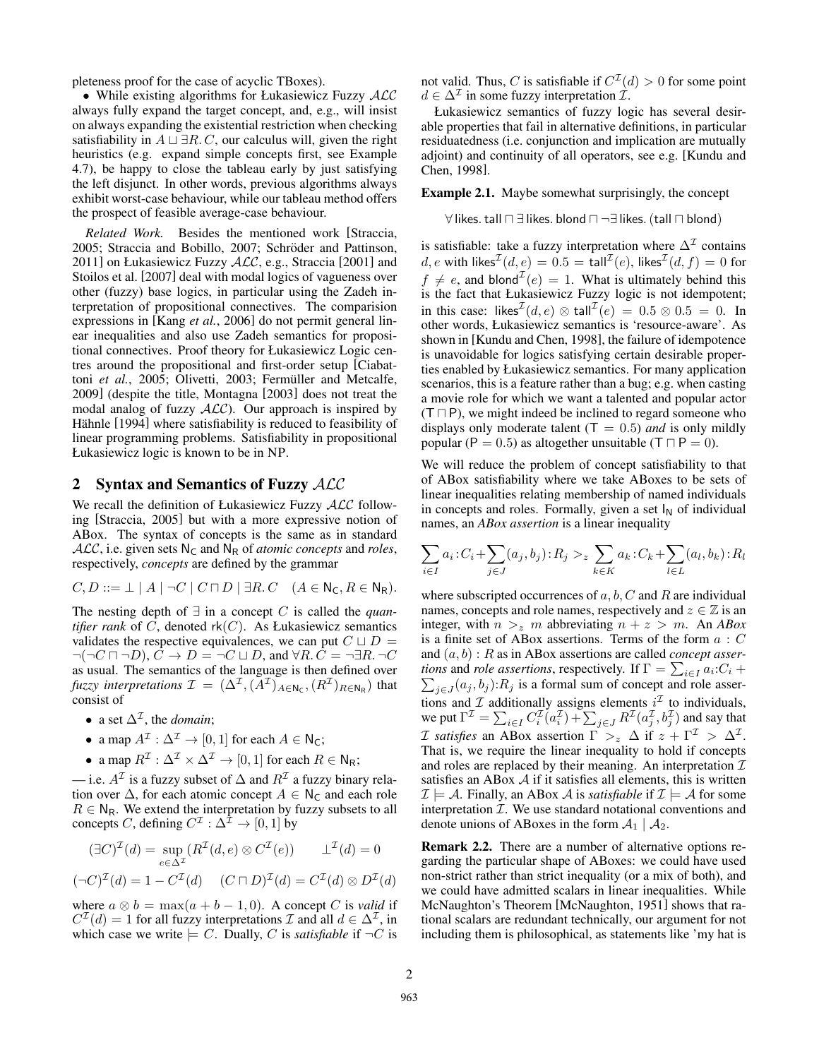pleteness proof for the case of acyclic TBoxes).

- While existing algorithms for Łukasiewicz Fuzzy $\mathcal{ALC}$ always fully expand the target concept, and, e.g., will insist on always expanding the existential restriction when checking satisfiability in $A \sqcup \exists R. C$, our calculus will, given the right heuristics (e.g. expand simple concepts first, see Example 4.7), be happy to close the tableau early by just satisfying the left disjunct. In other words, previous algorithms always exhibit worst-case behaviour, while our tableau method offers the prospect of feasible average-case behaviour.

*Related Work.* Besides the mentioned work [Straccia, 2005; Straccia and Bobillo, 2007; Schröder and Pattinson, 2011] on Łukasiewicz Fuzzy $\mathcal{ALC}$, e.g., Straccia [2001] and Stoilos et al. [2007] deal with modal logics of vagueness over other (fuzzy) base logics, in particular using the Zadeh interpretation of propositional connectives. The comparision expressions in [Kang *et al.*, 2006] do not permit general linear inequalities and also use Zadeh semantics for propositional connectives. Proof theory for Łukasiewicz Logic centres around the propositional and first-order setup [Ciabattoni *et al.*, 2005; Olivetti, 2003; Fermüller and Metcalfe, 2009] (despite the title, Montagna [2003] does not treat the modal analog of fuzzy $\mathcal{ALC}$). Our approach is inspired by Hähnle [1994] where satisfiability is reduced to feasibility of linear programming problems. Satisfiability in propositional Łukasiewicz logic is known to be in NP.

## 2 Syntax and Semantics of Fuzzy $\mathcal{ALC}$

We recall the definition of Łukasiewicz Fuzzy $\mathcal{ALC}$ following [Straccia, 2005] but with a more expressive notion of ABox. The syntax of concepts is the same as in standard $\mathcal{ALC}$, i.e. given sets $\mathsf{N_C}$ and $\mathsf{N_R}$ of *atomic concepts* and *roles*, respectively, *concepts* are defined by the grammar

$$C, D ::= \bot \mid A \mid \neg C \mid C \sqcap D \mid \exists R. C \quad (A \in \mathsf{N_C}, R \in \mathsf{N_R}).$$

The nesting depth of $\exists$ in a concept $C$ is called the *quantifier rank* of $C$, denoted $\mathsf{rk}(C)$. As Łukasiewicz semantics validates the respective equivalences, we can put $C \sqcup D = \neg(\neg C \sqcap \neg D)$, $C \to D = \neg C \sqcup D$, and $\forall R. C = \neg \exists R. \neg C$ as usual. The semantics of the language is then defined over *fuzzy interpretations* $\mathcal{I} = (\Delta^{\mathcal{I}}, (A^{\mathcal{I}})_{A \in \mathsf{N_C}}, (R^{\mathcal{I}})_{R \in \mathsf{N_R}})$ that consist of

- a set $\Delta^{\mathcal{I}}$, the *domain*;
- a map $A^{\mathcal{I}} : \Delta^{\mathcal{I}} \to [0, 1]$ for each $A \in \mathsf{N_C}$;
- a map $R^{\mathcal{I}} : \Delta^{\mathcal{I}} \times \Delta^{\mathcal{I}} \to [0, 1]$ for each $R \in \mathsf{N_R}$;

— i.e. $A^{\mathcal{I}}$ is a fuzzy subset of $\Delta$ and $R^{\mathcal{I}}$ a fuzzy binary relation over $\Delta$, for each atomic concept $A \in \mathsf{N_C}$ and each role $R \in \mathsf{N_R}$. We extend the interpretation by fuzzy subsets to all concepts $C$, defining $C^{\mathcal{I}} : \Delta^{\mathcal{I}} \to [0, 1]$ by

$$(\exists C)^{\mathcal{I}}(d) = \sup_{e \in \Delta^{\mathcal{I}}} (R^{\mathcal{I}}(d, e) \otimes C^{\mathcal{I}}(e)) \qquad \bot^{\mathcal{I}}(d) = 0$$

$$(\neg C)^{\mathcal{I}}(d) = 1 - C^{\mathcal{I}}(d) \quad (C \sqcap D)^{\mathcal{I}}(d) = C^{\mathcal{I}}(d) \otimes D^{\mathcal{I}}(d)$$

where $a \otimes b = \max(a + b - 1, 0)$. A concept $C$ is *valid* if $C^{\mathcal{I}}(d) = 1$ for all fuzzy interpretations $\mathcal{I}$ and all $d \in \Delta^{\mathcal{I}}$, in which case we write $\models C$. Dually, $C$ is *satisfiable* if $\neg C$ is not valid. Thus, $C$ is satisfiable if $C^{\mathcal{I}}(d) > 0$ for some point $d \in \Delta^{\mathcal{I}}$ in some fuzzy interpretation $\mathcal{I}$.

Łukasiewicz semantics of fuzzy logic has several desirable properties that fail in alternative definitions, in particular residuatedness (i.e. conjunction and implication are mutually adjoint) and continuity of all operators, see e.g. [Kundu and Chen, 1998].

**Example 2.1.** Maybe somewhat surprisingly, the concept

$$\forall\, \mathsf{likes}.\, \mathsf{tall} \sqcap \exists\, \mathsf{likes}.\, \mathsf{blond} \sqcap \neg\exists\, \mathsf{likes}.\, (\mathsf{tall} \sqcap \mathsf{blond})$$

is satisfiable: take a fuzzy interpretation where $\Delta^{\mathcal{I}}$ contains $d, e$ with $\mathsf{likes}^{\mathcal{I}}(d, e) = 0.5 = \mathsf{tall}^{\mathcal{I}}(e)$, $\mathsf{likes}^{\mathcal{I}}(d, f) = 0$ for $f \neq e$, and $\mathsf{blond}^{\mathcal{I}}(e) = 1$. What is ultimately behind this is the fact that Łukasiewicz Fuzzy logic is not idempotent; in this case: $\mathsf{likes}^{\mathcal{I}}(d, e) \otimes \mathsf{tall}^{\mathcal{I}}(e) = 0.5 \otimes 0.5 = 0$. In other words, Łukasiewicz semantics is 'resource-aware'. As shown in [Kundu and Chen, 1998], the failure of idempotence is unavoidable for logics satisfying certain desirable properties enabled by Łukasiewicz semantics. For many application scenarios, this is a feature rather than a bug; e.g. when casting a movie role for which we want a talented and popular actor ($\mathsf{T} \sqcap \mathsf{P}$), we might indeed be inclined to regard someone who displays only moderate talent ($\mathsf{T} = 0.5$) *and* is only mildly popular ($\mathsf{P} = 0.5$) as altogether unsuitable ($\mathsf{T} \sqcap \mathsf{P} = 0$).

We will reduce the problem of concept satisfiability to that of ABox satisfiability where we take ABoxes to be sets of linear inequalities relating membership of named individuals in concepts and roles. Formally, given a set $\mathsf{I_N}$ of individual names, an *ABox assertion* is a linear inequality

$$\sum_{i \in I} a_i{:}C_i + \sum_{j \in J} (a_j, b_j){:}R_j >_z \sum_{k \in K} a_k{:}C_k + \sum_{l \in L} (a_l, b_k){:}R_l$$

where subscripted occurrences of $a, b, C$ and $R$ are individual names, concepts and role names, respectively and $z \in \mathbb{Z}$ is an integer, with $n >_z m$ abbreviating $n + z > m$. An *ABox* is a finite set of ABox assertions. Terms of the form $a : C$ and $(a, b) : R$ as in ABox assertions are called *concept assertions* and *role assertions*, respectively. If $\Gamma = \sum_{i \in I} a_i{:}C_i + \sum_{j \in J} (a_j, b_j){:}R_j$ is a formal sum of concept and role assertions and $\mathcal{I}$ additionally assigns elements $i^{\mathcal{I}}$ to individuals, we put $\Gamma^{\mathcal{I}} = \sum_{i \in I} C_i^{\mathcal{I}}(a_i^{\mathcal{I}}) + \sum_{j \in J} R^{\mathcal{I}}(a_j^{\mathcal{I}}, b_j^{\mathcal{I}})$ and say that $\mathcal{I}$ *satisfies* an ABox assertion $\Gamma >_z \Delta$ if $z + \Gamma^{\mathcal{I}} > \Delta^{\mathcal{I}}$. That is, we require the linear inequality to hold if concepts and roles are replaced by their meaning. An interpretation $\mathcal{I}$ satisfies an ABox $\mathcal{A}$ if it satisfies all elements, this is written $\mathcal{I} \models \mathcal{A}$. Finally, an ABox $\mathcal{A}$ is *satisfiable* if $\mathcal{I} \models \mathcal{A}$ for some interpretation $\mathcal{I}$. We use standard notational conventions and denote unions of ABoxes in the form $\mathcal{A}_1 \mid \mathcal{A}_2$.

**Remark 2.2.** There are a number of alternative options regarding the particular shape of ABoxes: we could have used non-strict rather than strict inequality (or a mix of both), and we could have admitted scalars in linear inequalities. While McNaughton's Theorem [McNaughton, 1951] shows that rational scalars are redundant technically, our argument for not including them is philosophical, as statements like 'my hat is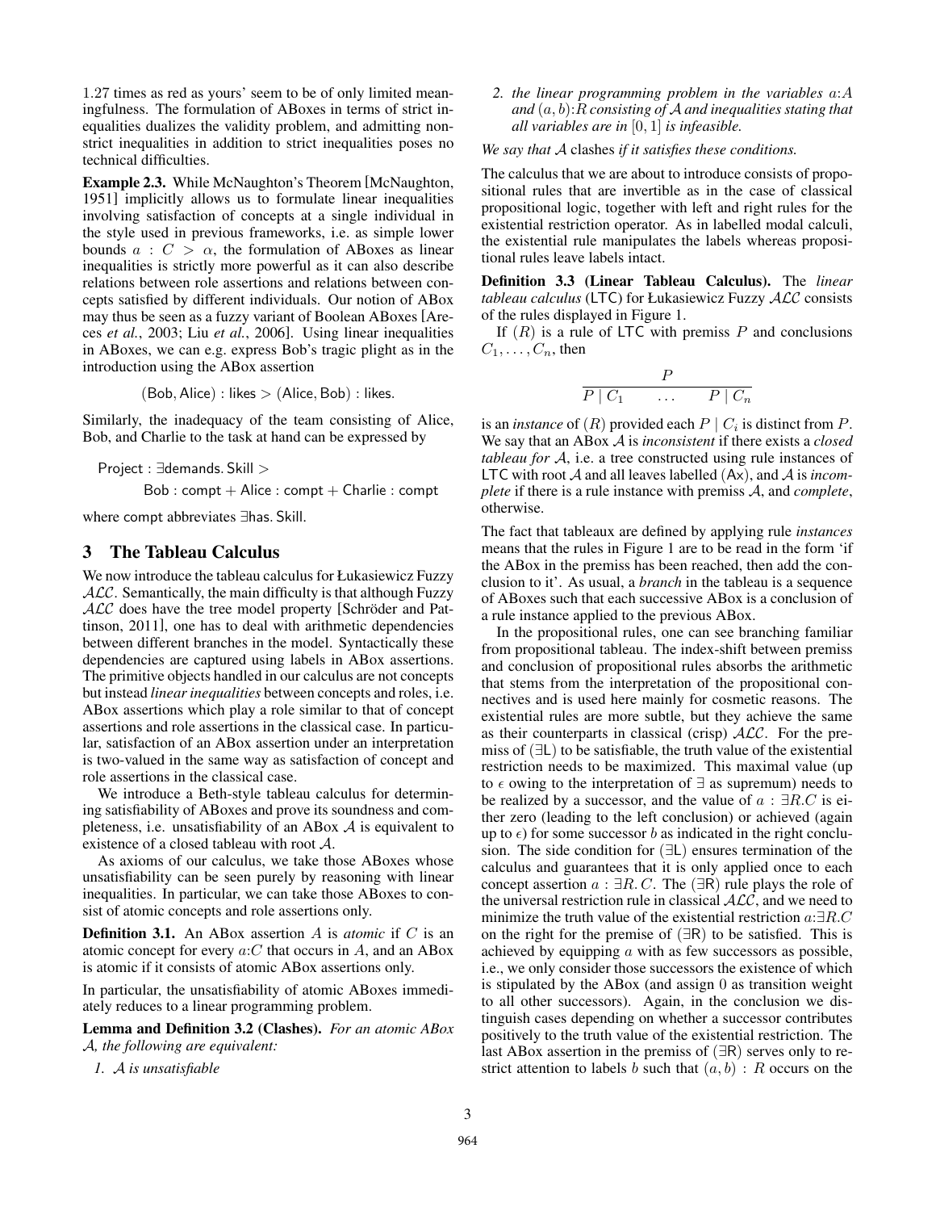1.27 times as red as yours' seem to be of only limited meaningfulness. The formulation of ABoxes in terms of strict inequalities dualizes the validity problem, and admitting non-strict inequalities in addition to strict inequalities poses no technical difficulties.

**Example 2.3.** While McNaughton's Theorem [McNaughton, 1951] implicitly allows us to formulate linear inequalities involving satisfaction of concepts at a single individual in the style used in previous frameworks, i.e. as simple lower bounds $a : C > \alpha$, the formulation of ABoxes as linear inequalities is strictly more powerful as it can also describe relations between role assertions and relations between concepts satisfied by different individuals. Our notion of ABox may thus be seen as a fuzzy variant of Boolean ABoxes [Areces *et al.*, 2003; Liu *et al.*, 2006]. Using linear inequalities in ABoxes, we can e.g. express Bob's tragic plight as in the introduction using the ABox assertion

$$(\mathsf{Bob}, \mathsf{Alice}) : \mathsf{likes} > (\mathsf{Alice}, \mathsf{Bob}) : \mathsf{likes}.$$

Similarly, the inadequacy of the team consisting of Alice, Bob, and Charlie to the task at hand can be expressed by

$$\mathsf{Project} : \exists \mathsf{demands}.\, \mathsf{Skill} > \mathsf{Bob} : \mathsf{compt} + \mathsf{Alice} : \mathsf{compt} + \mathsf{Charlie} : \mathsf{compt}$$

where compt abbreviates $\exists \mathsf{has}.\, \mathsf{Skill}$.

## 3 The Tableau Calculus

We now introduce the tableau calculus for Łukasiewicz Fuzzy $\mathcal{ALC}$. Semantically, the main difficulty is that although Fuzzy $\mathcal{ALC}$ does have the tree model property [Schröder and Pattinson, 2011], one has to deal with arithmetic dependencies between different branches in the model. Syntactically these dependencies are captured using labels in ABox assertions. The primitive objects handled in our calculus are not concepts but instead *linear inequalities* between concepts and roles, i.e. ABox assertions which play a role similar to that of concept assertions and role assertions in the classical case. In particular, satisfaction of an ABox assertion under an interpretation is two-valued in the same way as satisfaction of concept and role assertions in the classical case.

We introduce a Beth-style tableau calculus for determining satisfiability of ABoxes and prove its soundness and completeness, i.e. unsatisfiability of an ABox $\mathcal{A}$ is equivalent to existence of a closed tableau with root $\mathcal{A}$.

As axioms of our calculus, we take those ABoxes whose unsatisfiability can be seen purely by reasoning with linear inequalities. In particular, we can take those ABoxes to consist of atomic concepts and role assertions only.

**Definition 3.1.** An ABox assertion $A$ is *atomic* if $C$ is an atomic concept for every $a{:}C$ that occurs in $A$, and an ABox is atomic if it consists of atomic ABox assertions only.

In particular, the unsatisfiability of atomic ABoxes immediately reduces to a linear programming problem.

**Lemma and Definition 3.2 (Clashes).** *For an atomic ABox $\mathcal{A}$, the following are equivalent:*

1. *$\mathcal{A}$ is unsatisfiable*
2. *the linear programming problem in the variables $a{:}A$ and $(a, b){:}R$ consisting of $\mathcal{A}$ and inequalities stating that all variables are in $[0, 1]$ is infeasible.*

*We say that $\mathcal{A}$* clashes *if it satisfies these conditions.*

The calculus that we are about to introduce consists of propositional rules that are invertible as in the case of classical propositional logic, together with left and right rules for the existential restriction operator. As in labelled modal calculi, the existential rule manipulates the labels whereas propositional rules leave labels intact.

**Definition 3.3 (Linear Tableau Calculus).** The *linear tableau calculus* (LTC) for Łukasiewicz Fuzzy $\mathcal{ALC}$ consists of the rules displayed in Figure 1.

If $(R)$ is a rule of LTC with premiss $P$ and conclusions $C_1, \dots, C_n$, then

$$\frac{P}{P \mid C_1 \qquad \dots \qquad P \mid C_n}$$

is an *instance* of $(R)$ provided each $P \mid C_i$ is distinct from $P$. We say that an ABox $\mathcal{A}$ is *inconsistent* if there exists a *closed tableau for* $\mathcal{A}$, i.e. a tree constructed using rule instances of LTC with root $\mathcal{A}$ and all leaves labelled (Ax), and $\mathcal{A}$ is *incomplete* if there is a rule instance with premiss $\mathcal{A}$, and *complete*, otherwise.

The fact that tableaux are defined by applying rule *instances* means that the rules in Figure 1 are to be read in the form 'if the ABox in the premiss has been reached, then add the conclusion to it'. As usual, a *branch* in the tableau is a sequence of ABoxes such that each successive ABox is a conclusion of a rule instance applied to the previous ABox.

In the propositional rules, one can see branching familiar from propositional tableau. The index-shift between premiss and conclusion of propositional rules absorbs the arithmetic that stems from the interpretation of the propositional connectives and is used here mainly for cosmetic reasons. The existential rules are more subtle, but they achieve the same as their counterparts in classical (crisp) $\mathcal{ALC}$. For the premiss of ($\exists$L) to be satisfiable, the truth value of the existential restriction needs to be maximized. This maximal value (up to $\epsilon$ owing to the interpretation of $\exists$ as supremum) needs to be realized by a successor, and the value of $a : \exists R.C$ is either zero (leading to the left conclusion) or achieved (again up to $\epsilon$) for some successor $b$ as indicated in the right conclusion. The side condition for ($\exists$L) ensures termination of the calculus and guarantees that it is only applied once to each concept assertion $a : \exists R.\, C$. The ($\exists$R) rule plays the role of the universal restriction rule in classical $\mathcal{ALC}$, and we need to minimize the truth value of the existential restriction $a{:}\exists R.C$ on the right for the premise of ($\exists$R) to be satisfied. This is achieved by equipping $a$ with as few successors as possible, i.e., we only consider those successors the existence of which is stipulated by the ABox (and assign 0 as transition weight to all other successors). Again, in the conclusion we distinguish cases depending on whether a successor contributes positively to the truth value of the existential restriction. The last ABox assertion in the premiss of ($\exists$R) serves only to restrict attention to labels $b$ such that $(a, b) : R$ occurs on the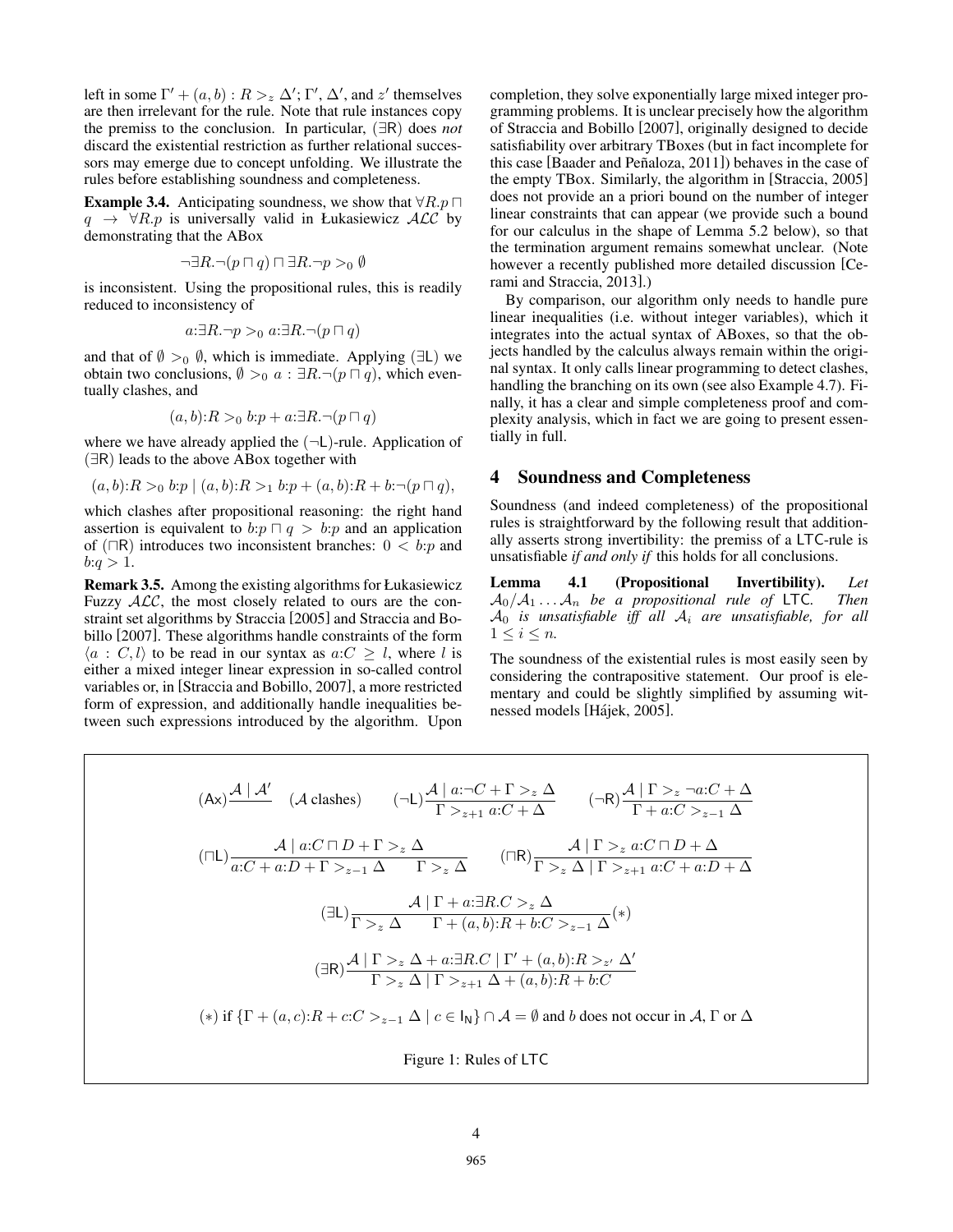left in some $\Gamma' + (a,b) : R >_z \Delta'$; $\Gamma'$, $\Delta'$, and $z'$ themselves are then irrelevant for the rule. Note that rule instances copy the premiss to the conclusion. In particular, $(\exists\mathsf{R})$ does *not* discard the existential restriction as further relational successors may emerge due to concept unfolding. We illustrate the rules before establishing soundness and completeness.

**Example 3.4.** Anticipating soundness, we show that $\forall R.p \sqcap q \rightarrow \forall R.p$ is universally valid in Łukasiewicz $\mathcal{ALC}$ by demonstrating that the ABox

$$\neg\exists R.\neg(p \sqcap q) \sqcap \exists R.\neg p >_0 \emptyset$$

is inconsistent. Using the propositional rules, this is readily reduced to inconsistency of

$$a{:}\exists R.\neg p >_0 a{:}\exists R.\neg(p \sqcap q)$$

and that of $\emptyset >_0 \emptyset$, which is immediate. Applying $(\exists\mathsf{L})$ we obtain two conclusions, $\emptyset >_0 a : \exists R.\neg(p \sqcap q)$, which eventually clashes, and

$$(a,b){:}R >_0 b{:}p + a{:}\exists R.\neg(p \sqcap q)$$

where we have already applied the $(\neg\mathsf{L})$-rule. Application of $(\exists\mathsf{R})$ leads to the above ABox together with

$$(a,b){:}R >_0 b{:}p \mid (a,b){:}R >_1 b{:}p + (a,b){:}R + b{:}\neg(p \sqcap q),$$

which clashes after propositional reasoning: the right hand assertion is equivalent to $b{:}p \sqcap q > b{:}p$ and an application of $(\sqcap\mathsf{R})$ introduces two inconsistent branches: $0 < b{:}p$ and $b{:}q > 1$.

**Remark 3.5.** Among the existing algorithms for Łukasiewicz Fuzzy $\mathcal{ALC}$, the most closely related to ours are the constraint set algorithms by Straccia [2005] and Straccia and Bobillo [2007]. These algorithms handle constraints of the form $\langle a : C, l\rangle$ to be read in our syntax as $a{:}C \geq l$, where $l$ is either a mixed integer linear expression in so-called control variables or, in [Straccia and Bobillo, 2007], a more restricted form of expression, and additionally handle inequalities between such expressions introduced by the algorithm. Upon completion, they solve exponentially large mixed integer programming problems. It is unclear precisely how the algorithm of Straccia and Bobillo [2007], originally designed to decide satisfiability over arbitrary TBoxes (but in fact incomplete for this case [Baader and Peñaloza, 2011]) behaves in the case of the empty TBox. Similarly, the algorithm in [Straccia, 2005] does not provide an a priori bound on the number of integer linear constraints that can appear (we provide such a bound for our calculus in the shape of Lemma 5.2 below), so that the termination argument remains somewhat unclear. (Note however a recently published more detailed discussion [Cerami and Straccia, 2013].)

By comparison, our algorithm only needs to handle pure linear inequalities (i.e. without integer variables), which it integrates into the actual syntax of ABoxes, so that the objects handled by the calculus always remain within the original syntax. It only calls linear programming to detect clashes, handling the branching on its own (see also Example 4.7). Finally, it has a clear and simple completeness proof and complexity analysis, which in fact we are going to present essentially in full.

## 4 Soundness and Completeness

Soundness (and indeed completeness) of the propositional rules is straightforward by the following result that additionally asserts strong invertibility: the premiss of a LTC-rule is unsatisfiable *if and only if* this holds for all conclusions.

**Lemma 4.1 (Propositional Invertibility).** *Let $\mathcal{A}_0/\mathcal{A}_1 \dots \mathcal{A}_n$ be a propositional rule of* LTC. *Then $\mathcal{A}_0$ is unsatisfiable iff all $\mathcal{A}_i$ are unsatisfiable, for all $1 \leq i \leq n$.*

The soundness of the existential rules is most easily seen by considering the contrapositive statement. Our proof is elementary and could be slightly simplified by assuming witnessed models [Hájek, 2005].

$$(\mathsf{Ax})\frac{\mathcal{A} \mid \mathcal{A}'}{} \quad (\mathcal{A}\text{ clashes}) \qquad (\neg\mathsf{L})\frac{\mathcal{A} \mid a{:}\neg C + \Gamma >_z \Delta}{\Gamma >_{z+1} a{:}C + \Delta} \qquad (\neg\mathsf{R})\frac{\mathcal{A} \mid \Gamma >_z \neg a{:}C + \Delta}{\Gamma + a{:}C >_{z-1} \Delta}$$

$$(\sqcap\mathsf{L})\frac{\mathcal{A} \mid a{:}C \sqcap D + \Gamma >_z \Delta}{a{:}C + a{:}D + \Gamma >_{z-1} \Delta \qquad \Gamma >_z \Delta} \qquad (\sqcap\mathsf{R})\frac{\mathcal{A} \mid \Gamma >_z a{:}C \sqcap D + \Delta}{\Gamma >_z \Delta \mid \Gamma >_{z+1} a{:}C + a{:}D + \Delta}$$

$$(\exists\mathsf{L})\frac{\mathcal{A} \mid \Gamma + a{:}\exists R.C >_z \Delta}{\Gamma >_z \Delta \qquad \Gamma + (a,b){:}R + b{:}C >_{z-1} \Delta}(*)$$

$$(\exists\mathsf{R})\frac{\mathcal{A} \mid \Gamma >_z \Delta + a{:}\exists R.C \mid \Gamma' + (a,b){:}R >_{z'} \Delta'}{\Gamma >_z \Delta \mid \Gamma >_{z+1} \Delta + (a,b){:}R + b{:}C}$$

$(*)$ if $\{\Gamma + (a,c){:}R + c{:}C >_{z-1} \Delta \mid c \in \mathsf{I_N}\} \cap \mathcal{A} = \emptyset$ and $b$ does not occur in $\mathcal{A}$, $\Gamma$ or $\Delta$

Figure 1: Rules of LTC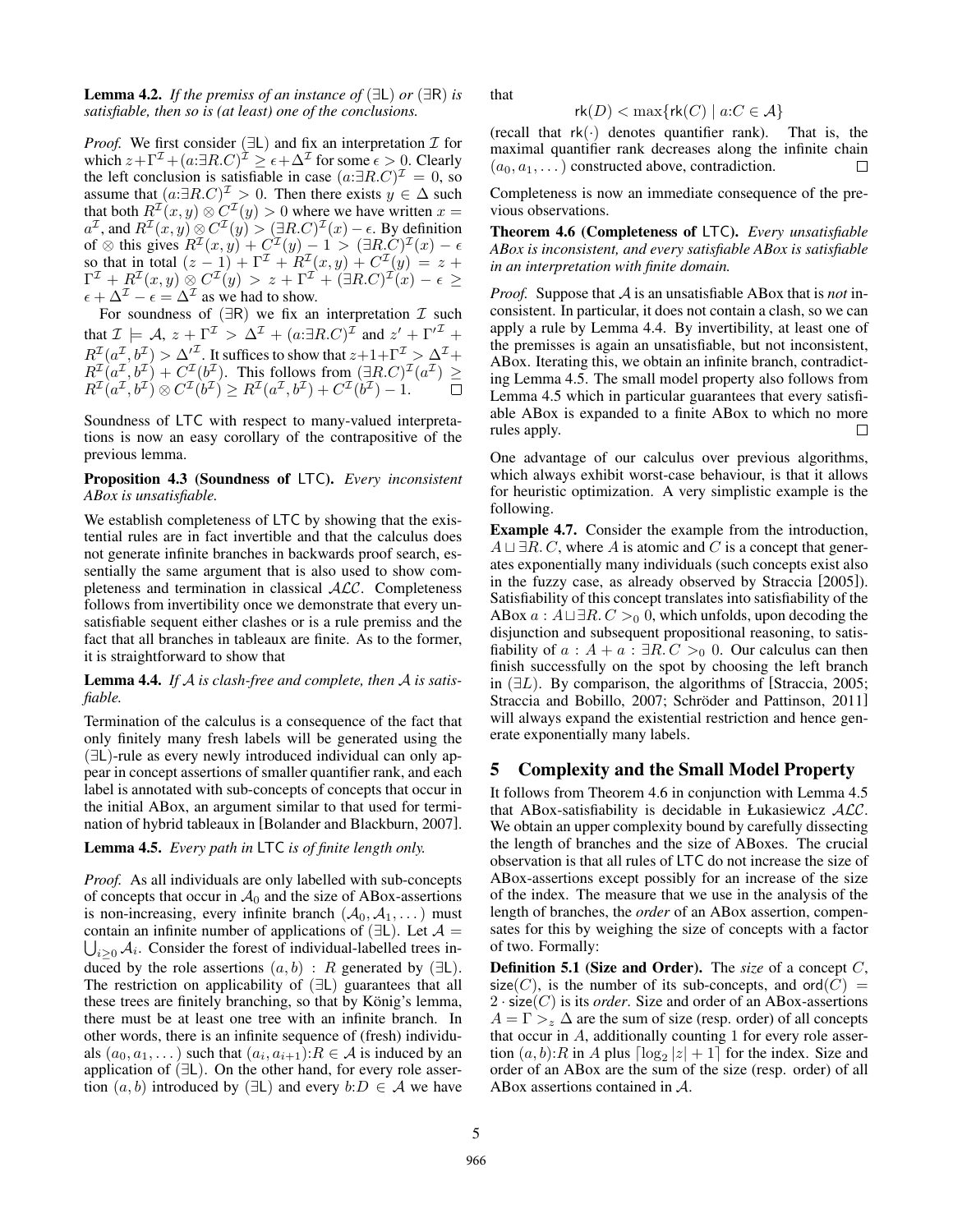**Lemma 4.2.** *If the premiss of an instance of* $(\exists\mathsf{L})$ *or* $(\exists\mathsf{R})$ *is satisfiable, then so is (at least) one of the conclusions.*

*Proof.* We first consider $(\exists\mathsf{L})$ and fix an interpretation $\mathcal{I}$ for which $z + \Gamma^{\mathcal{I}} + (a{:}\exists R.C)^{\mathcal{I}} \geq \epsilon + \Delta^{\mathcal{I}}$ for some $\epsilon > 0$. Clearly the left conclusion is satisfiable in case $(a{:}\exists R.C)^{\mathcal{I}} = 0$, so assume that $(a{:}\exists R.C)^{\mathcal{I}} > 0$. Then there exists $y \in \Delta$ such that both $R^{\mathcal{I}}(x, y) \otimes C^{\mathcal{I}}(y) > 0$ where we have written $x = a^{\mathcal{I}}$, and $R^{\mathcal{I}}(x, y) \otimes C^{\mathcal{I}}(y) > (\exists R.C)^{\mathcal{I}}(x) - \epsilon$. By definition of $\otimes$ this gives $R^{\mathcal{I}}(x, y) + C^{\mathcal{I}}(y) - 1 > (\exists R.C)^{\mathcal{I}}(x) - \epsilon$ so that in total $(z - 1) + \Gamma^{\mathcal{I}} + R^{\mathcal{I}}(x, y) + C^{\mathcal{I}}(y) = z + \Gamma^{\mathcal{I}} + R^{\mathcal{I}}(x, y) \otimes C^{\mathcal{I}}(y) > z + \Gamma^{\mathcal{I}} + (\exists R.C)^{\mathcal{I}}(x) - \epsilon \geq \epsilon + \Delta^{\mathcal{I}} - \epsilon = \Delta^{\mathcal{I}}$ as we had to show.

For soundness of $(\exists\mathsf{R})$ we fix an interpretation $\mathcal{I}$ such that $\mathcal{I} \models \mathcal{A}$, $z + \Gamma^{\mathcal{I}} > \Delta^{\mathcal{I}} + (a{:}\exists R.C)^{\mathcal{I}}$ and $z' + \Gamma'^{\mathcal{I}} + R^{\mathcal{I}}(a^{\mathcal{I}}, b^{\mathcal{I}}) > \Delta'^{\mathcal{I}}$. It suffices to show that $z + 1 + \Gamma^{\mathcal{I}} > \Delta^{\mathcal{I}} + R^{\mathcal{I}}(a^{\mathcal{I}}, b^{\mathcal{I}}) + C^{\mathcal{I}}(b^{\mathcal{I}})$. This follows from $(\exists R.C)^{\mathcal{I}}(a^{\mathcal{I}}) \geq R^{\mathcal{I}}(a^{\mathcal{I}}, b^{\mathcal{I}}) \otimes C^{\mathcal{I}}(b^{\mathcal{I}}) \geq R^{\mathcal{I}}(a^{\mathcal{I}}, b^{\mathcal{I}}) + C^{\mathcal{I}}(b^{\mathcal{I}}) - 1$. $\square$

Soundness of LTC with respect to many-valued interpretations is now an easy corollary of the contrapositive of the previous lemma.

**Proposition 4.3 (Soundness of LTC).** *Every inconsistent ABox is unsatisfiable.*

We establish completeness of LTC by showing that the existential rules are in fact invertible and that the calculus does not generate infinite branches in backwards proof search, essentially the same argument that is also used to show completeness and termination in classical $\mathcal{ALC}$. Completeness follows from invertibility once we demonstrate that every unsatisfiable sequent either clashes or is a rule premiss and the fact that all branches in tableaux are finite. As to the former, it is straightforward to show that

**Lemma 4.4.** *If* $\mathcal{A}$ *is clash-free and complete, then* $\mathcal{A}$ *is satisfiable.*

Termination of the calculus is a consequence of the fact that only finitely many fresh labels will be generated using the $(\exists\mathsf{L})$-rule as every newly introduced individual can only appear in concept assertions of smaller quantifier rank, and each label is annotated with sub-concepts of concepts that occur in the initial ABox, an argument similar to that used for termination of hybrid tableaux in [Bolander and Blackburn, 2007].

**Lemma 4.5.** *Every path in* LTC *is of finite length only.*

*Proof.* As all individuals are only labelled with sub-concepts of concepts that occur in $\mathcal{A}_0$ and the size of ABox-assertions is non-increasing, every infinite branch $(\mathcal{A}_0, \mathcal{A}_1, \dots)$ must contain an infinite number of applications of $(\exists\mathsf{L})$. Let $\mathcal{A} = \bigcup_{i \geq 0} \mathcal{A}_i$. Consider the forest of individual-labelled trees induced by the role assertions $(a, b) : R$ generated by $(\exists\mathsf{L})$. The restriction on applicability of $(\exists\mathsf{L})$ guarantees that all these trees are finitely branching, so that by König's lemma, there must be at least one tree with an infinite branch. In other words, there is an infinite sequence of (fresh) individuals $(a_0, a_1, \dots)$ such that $(a_i, a_{i+1}){:}R \in \mathcal{A}$ is induced by an application of $(\exists\mathsf{L})$. On the other hand, for every role assertion $(a, b)$ introduced by $(\exists\mathsf{L})$ and every $b{:}D \in \mathcal{A}$ we have that

$$\mathsf{rk}(D) < \max\{\mathsf{rk}(C) \mid a{:}C \in \mathcal{A}\}$$

(recall that $\mathsf{rk}(\cdot)$ denotes quantifier rank). That is, the maximal quantifier rank decreases along the infinite chain $(a_0, a_1, \dots)$ constructed above, contradiction. $\square$

Completeness is now an immediate consequence of the previous observations.

**Theorem 4.6 (Completeness of LTC).** *Every unsatisfiable ABox is inconsistent, and every satisfiable ABox is satisfiable in an interpretation with finite domain.*

*Proof.* Suppose that $\mathcal{A}$ is an unsatisfiable ABox that is *not* inconsistent. In particular, it does not contain a clash, so we can apply a rule by Lemma 4.4. By invertibility, at least one of the premisses is again an unsatisfiable, but not inconsistent, ABox. Iterating this, we obtain an infinite branch, contradicting Lemma 4.5. The small model property also follows from Lemma 4.5 which in particular guarantees that every satisfiable ABox is expanded to a finite ABox to which no more rules apply. $\square$

One advantage of our calculus over previous algorithms, which always exhibit worst-case behaviour, is that it allows for heuristic optimization. A very simplistic example is the following.

**Example 4.7.** Consider the example from the introduction, $A \sqcup \exists R.\, C$, where $A$ is atomic and $C$ is a concept that generates exponentially many individuals (such concepts exist also in the fuzzy case, as already observed by Straccia [2005]). Satisfiability of this concept translates into satisfiability of the ABox $a : A \sqcup \exists R.\, C >_0 0$, which unfolds, upon decoding the disjunction and subsequent propositional reasoning, to satisfiability of $a : A + a : \exists R.\, C >_0 0$. Our calculus can then finish successfully on the spot by choosing the left branch in $(\exists L)$. By comparison, the algorithms of [Straccia, 2005; Straccia and Bobillo, 2007; Schröder and Pattinson, 2011] will always expand the existential restriction and hence generate exponentially many labels.

## 5 Complexity and the Small Model Property

It follows from Theorem 4.6 in conjunction with Lemma 4.5 that ABox-satisfiability is decidable in Łukasiewicz $\mathcal{ALC}$. We obtain an upper complexity bound by carefully dissecting the length of branches and the size of ABoxes. The crucial observation is that all rules of LTC do not increase the size of ABox-assertions except possibly for an increase of the size of the index. The measure that we use in the analysis of the length of branches, the *order* of an ABox assertion, compensates for this by weighing the size of concepts with a factor of two. Formally:

**Definition 5.1 (Size and Order).** The *size* of a concept $C$, $\mathsf{size}(C)$, is the number of its sub-concepts, and $\mathsf{ord}(C) = 2 \cdot \mathsf{size}(C)$ is its *order*. Size and order of an ABox-assertions $A = \Gamma >_z \Delta$ are the sum of size (resp. order) of all concepts that occur in $A$, additionally counting 1 for every role assertion $(a, b){:}R$ in $A$ plus $\lceil \log_2 |z| + 1 \rceil$ for the index. Size and order of an ABox are the sum of the size (resp. order) of all ABox assertions contained in $\mathcal{A}$.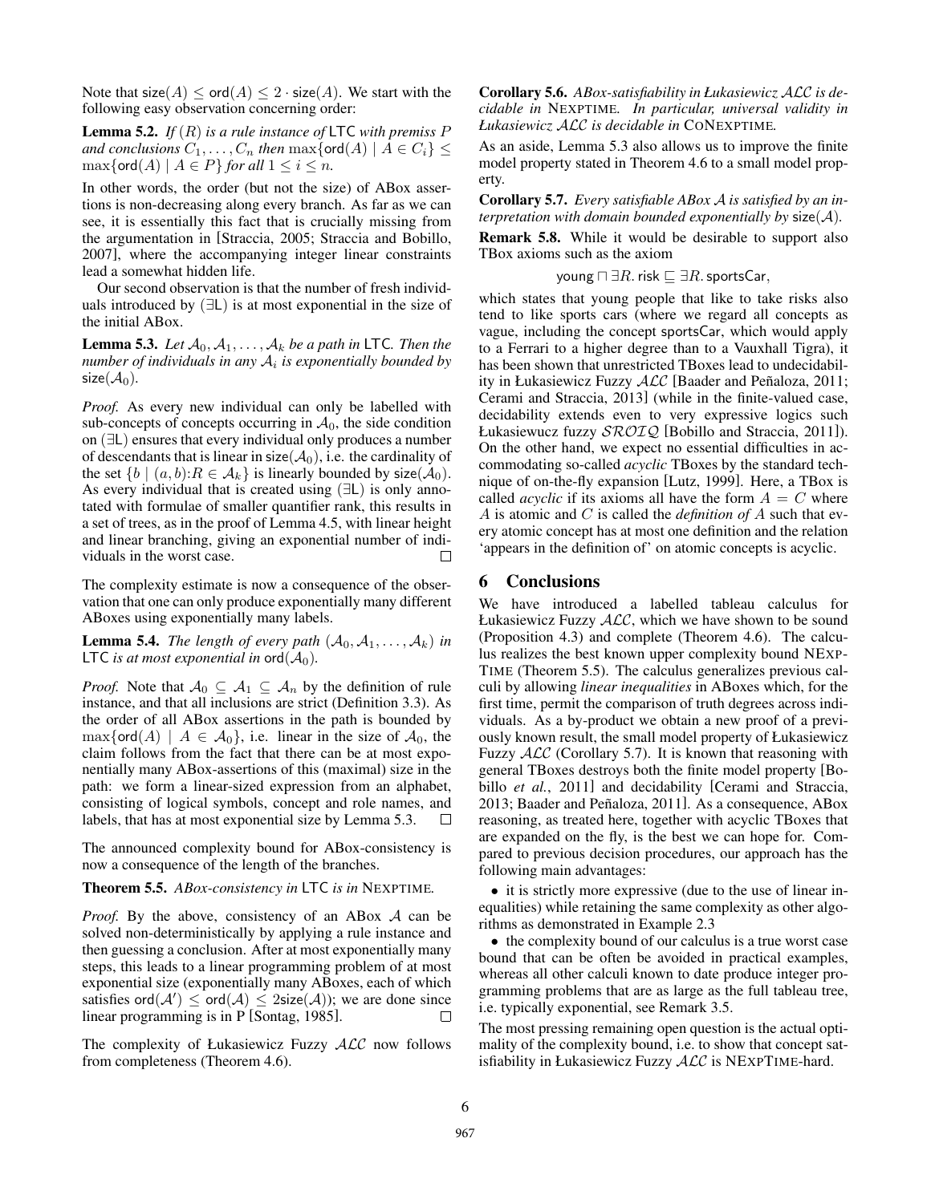Note that $\mathsf{size}(A) \leq \mathsf{ord}(A) \leq 2 \cdot \mathsf{size}(A)$. We start with the following easy observation concerning order:

**Lemma 5.2.** *If* $(R)$ *is a rule instance of* LTC *with premiss* $P$ *and conclusions* $C_1, \dots, C_n$ *then* $\max\{\mathsf{ord}(A) \mid A \in C_i\} \leq \max\{\mathsf{ord}(A) \mid A \in P\}$ *for all* $1 \leq i \leq n$*.*

In other words, the order (but not the size) of ABox assertions is non-decreasing along every branch. As far as we can see, it is essentially this fact that is crucially missing from the argumentation in [Straccia, 2005; Straccia and Bobillo, 2007], where the accompanying integer linear constraints lead a somewhat hidden life.

Our second observation is that the number of fresh individuals introduced by $(\exists \mathsf{L})$ is at most exponential in the size of the initial ABox.

**Lemma 5.3.** *Let* $\mathcal{A}_0, \mathcal{A}_1, \dots, \mathcal{A}_k$ *be a path in* LTC*. Then the number of individuals in any* $\mathcal{A}_i$ *is exponentially bounded by* $\mathsf{size}(\mathcal{A}_0)$*.*

*Proof.* As every new individual can only be labelled with sub-concepts of concepts occurring in $\mathcal{A}_0$, the side condition on $(\exists \mathsf{L})$ ensures that every individual only produces a number of descendants that is linear in $\mathsf{size}(\mathcal{A}_0)$, i.e. the cardinality of the set $\{b \mid (a,b){:}R \in \mathcal{A}_k\}$ is linearly bounded by $\mathsf{size}(\mathcal{A}_0)$. As every individual that is created using $(\exists \mathsf{L})$ is only annotated with formulae of smaller quantifier rank, this results in a set of trees, as in the proof of Lemma 4.5, with linear height and linear branching, giving an exponential number of individuals in the worst case. ◻

The complexity estimate is now a consequence of the observation that one can only produce exponentially many different ABoxes using exponentially many labels.

**Lemma 5.4.** *The length of every path* $(\mathcal{A}_0, \mathcal{A}_1, \dots, \mathcal{A}_k)$ *in* LTC *is at most exponential in* $\mathsf{ord}(\mathcal{A}_0)$*.*

*Proof.* Note that $\mathcal{A}_0 \subseteq \mathcal{A}_1 \subseteq \mathcal{A}_n$ by the definition of rule instance, and that all inclusions are strict (Definition 3.3). As the order of all ABox assertions in the path is bounded by $\max\{\mathsf{ord}(A) \mid A \in \mathcal{A}_0\}$, i.e. linear in the size of $\mathcal{A}_0$, the claim follows from the fact that there can be at most exponentially many ABox-assertions of this (maximal) size in the path: we form a linear-sized expression from an alphabet, consisting of logical symbols, concept and role names, and labels, that has at most exponential size by Lemma 5.3. ◻

The announced complexity bound for ABox-consistency is now a consequence of the length of the branches.

**Theorem 5.5.** *ABox-consistency in* LTC *is in* NEXPTIME*.*

*Proof.* By the above, consistency of an ABox $\mathcal{A}$ can be solved non-deterministically by applying a rule instance and then guessing a conclusion. After at most exponentially many steps, this leads to a linear programming problem of at most exponential size (exponentially many ABoxes, each of which satisfies $\mathsf{ord}(\mathcal{A}') \leq \mathsf{ord}(\mathcal{A}) \leq 2\mathsf{size}(\mathcal{A})$); we are done since linear programming is in P [Sontag, 1985]. ◻

The complexity of Łukasiewicz Fuzzy $\mathcal{ALC}$ now follows from completeness (Theorem 4.6).

**Corollary 5.6.** *ABox-satisfiability in Łukasiewicz* $\mathcal{ALC}$ *is decidable in* NEXPTIME*. In particular, universal validity in Łukasiewicz* $\mathcal{ALC}$ *is decidable in* CONEXPTIME*.*

As an aside, Lemma 5.3 also allows us to improve the finite model property stated in Theorem 4.6 to a small model property.

**Corollary 5.7.** *Every satisfiable ABox* $\mathcal{A}$ *is satisfied by an interpretation with domain bounded exponentially by* $\mathsf{size}(\mathcal{A})$*.*

**Remark 5.8.** While it would be desirable to support also TBox axioms such as the axiom

$$\mathsf{young} \sqcap \exists R.\, \mathsf{risk} \sqsubseteq \exists R.\, \mathsf{sportsCar},$$

which states that young people that like to take risks also tend to like sports cars (where we regard all concepts as vague, including the concept sportsCar, which would apply to a Ferrari to a higher degree than to a Vauxhall Tigra), it has been shown that unrestricted TBoxes lead to undecidability in Łukasiewicz Fuzzy $\mathcal{ALC}$ [Baader and Peñaloza, 2011; Cerami and Straccia, 2013] (while in the finite-valued case, decidability extends even to very expressive logics such Łukasiewucz fuzzy $\mathcal{SROIQ}$ [Bobillo and Straccia, 2011]). On the other hand, we expect no essential difficulties in accommodating so-called *acyclic* TBoxes by the standard technique of on-the-fly expansion [Lutz, 1999]. Here, a TBox is called *acyclic* if its axioms all have the form $A = C$ where $A$ is atomic and $C$ is called the *definition of* $A$ such that every atomic concept has at most one definition and the relation 'appears in the definition of' on atomic concepts is acyclic.

## 6 Conclusions

We have introduced a labelled tableau calculus for Łukasiewicz Fuzzy $\mathcal{ALC}$, which we have shown to be sound (Proposition 4.3) and complete (Theorem 4.6). The calculus realizes the best known upper complexity bound NEXPTIME (Theorem 5.5). The calculus generalizes previous calculi by allowing *linear inequalities* in ABoxes which, for the first time, permit the comparison of truth degrees across individuals. As a by-product we obtain a new proof of a previously known result, the small model property of Łukasiewicz Fuzzy $\mathcal{ALC}$ (Corollary 5.7). It is known that reasoning with general TBoxes destroys both the finite model property [Bobillo *et al.*, 2011] and decidability [Cerami and Straccia, 2013; Baader and Peñaloza, 2011]. As a consequence, ABox reasoning, as treated here, together with acyclic TBoxes that are expanded on the fly, is the best we can hope for. Compared to previous decision procedures, our approach has the following main advantages:

- it is strictly more expressive (due to the use of linear inequalities) while retaining the same complexity as other algorithms as demonstrated in Example 2.3
- the complexity bound of our calculus is a true worst case bound that can be often be avoided in practical examples, whereas all other calculi known to date produce integer programming problems that are as large as the full tableau tree, i.e. typically exponential, see Remark 3.5.

The most pressing remaining open question is the actual optimality of the complexity bound, i.e. to show that concept satisfiability in Łukasiewicz Fuzzy $\mathcal{ALC}$ is NEXPTIME-hard.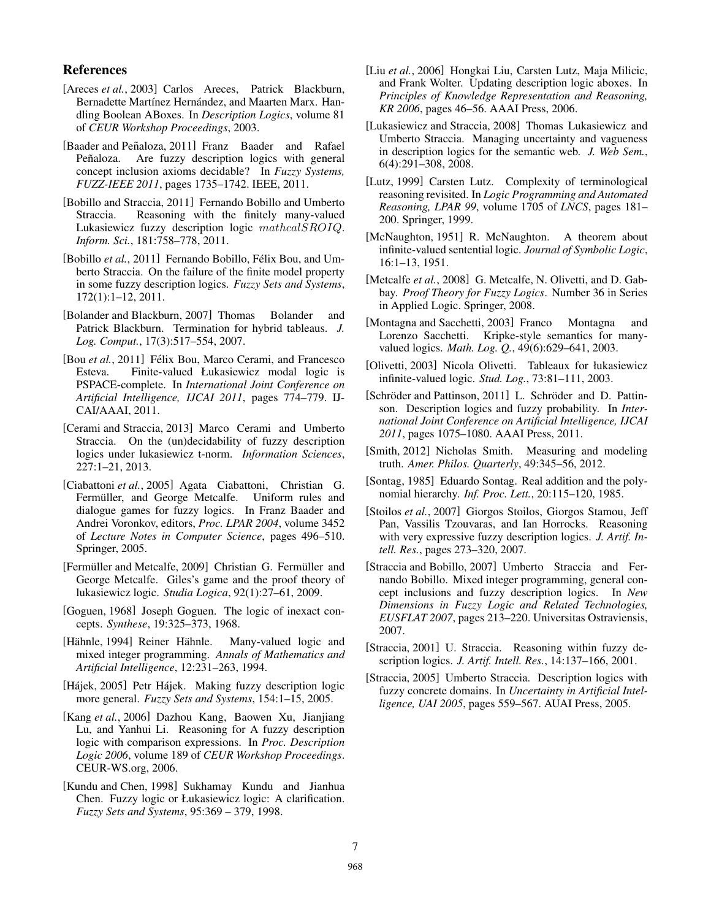## References

[Areces *et al.*, 2003] Carlos Areces, Patrick Blackburn, Bernadette Martínez Hernández, and Maarten Marx. Handling Boolean ABoxes. In *Description Logics*, volume 81 of *CEUR Workshop Proceedings*, 2003.

[Baader and Peñaloza, 2011] Franz Baader and Rafael Peñaloza. Are fuzzy description logics with general concept inclusion axioms decidable? In *Fuzzy Systems, FUZZ-IEEE 2011*, pages 1735–1742. IEEE, 2011.

[Bobillo and Straccia, 2011] Fernando Bobillo and Umberto Straccia. Reasoning with the finitely many-valued Lukasiewicz fuzzy description logic $mathcalSROIQ$. *Inform. Sci.*, 181:758–778, 2011.

[Bobillo *et al.*, 2011] Fernando Bobillo, Félix Bou, and Umberto Straccia. On the failure of the finite model property in some fuzzy description logics. *Fuzzy Sets and Systems*, 172(1):1–12, 2011.

[Bolander and Blackburn, 2007] Thomas Bolander and Patrick Blackburn. Termination for hybrid tableaus. *J. Log. Comput.*, 17(3):517–554, 2007.

[Bou *et al.*, 2011] Félix Bou, Marco Cerami, and Francesco Esteva. Finite-valued Łukasiewicz modal logic is PSPACE-complete. In *International Joint Conference on Artificial Intelligence, IJCAI 2011*, pages 774–779. IJCAI/AAAI, 2011.

[Cerami and Straccia, 2013] Marco Cerami and Umberto Straccia. On the (un)decidability of fuzzy description logics under lukasiewicz t-norm. *Information Sciences*, 227:1–21, 2013.

[Ciabattoni *et al.*, 2005] Agata Ciabattoni, Christian G. Fermüller, and George Metcalfe. Uniform rules and dialogue games for fuzzy logics. In Franz Baader and Andrei Voronkov, editors, *Proc. LPAR 2004*, volume 3452 of *Lecture Notes in Computer Science*, pages 496–510. Springer, 2005.

[Fermüller and Metcalfe, 2009] Christian G. Fermüller and George Metcalfe. Giles's game and the proof theory of lukasiewicz logic. *Studia Logica*, 92(1):27–61, 2009.

[Goguen, 1968] Joseph Goguen. The logic of inexact concepts. *Synthese*, 19:325–373, 1968.

[Hähnle, 1994] Reiner Hähnle. Many-valued logic and mixed integer programming. *Annals of Mathematics and Artificial Intelligence*, 12:231–263, 1994.

[Hájek, 2005] Petr Hájek. Making fuzzy description logic more general. *Fuzzy Sets and Systems*, 154:1–15, 2005.

[Kang *et al.*, 2006] Dazhou Kang, Baowen Xu, Jianjiang Lu, and Yanhui Li. Reasoning for A fuzzy description logic with comparison expressions. In *Proc. Description Logic 2006*, volume 189 of *CEUR Workshop Proceedings*. CEUR-WS.org, 2006.

[Kundu and Chen, 1998] Sukhamay Kundu and Jianhua Chen. Fuzzy logic or Łukasiewicz logic: A clarification. *Fuzzy Sets and Systems*, 95:369 – 379, 1998.

[Liu *et al.*, 2006] Hongkai Liu, Carsten Lutz, Maja Milicic, and Frank Wolter. Updating description logic aboxes. In *Principles of Knowledge Representation and Reasoning, KR 2006*, pages 46–56. AAAI Press, 2006.

[Lukasiewicz and Straccia, 2008] Thomas Lukasiewicz and Umberto Straccia. Managing uncertainty and vagueness in description logics for the semantic web. *J. Web Sem.*, 6(4):291–308, 2008.

[Lutz, 1999] Carsten Lutz. Complexity of terminological reasoning revisited. In *Logic Programming and Automated Reasoning, LPAR 99*, volume 1705 of *LNCS*, pages 181–200. Springer, 1999.

[McNaughton, 1951] R. McNaughton. A theorem about infinite-valued sentential logic. *Journal of Symbolic Logic*, 16:1–13, 1951.

[Metcalfe *et al.*, 2008] G. Metcalfe, N. Olivetti, and D. Gabbay. *Proof Theory for Fuzzy Logics*. Number 36 in Series in Applied Logic. Springer, 2008.

[Montagna and Sacchetti, 2003] Franco Montagna and Lorenzo Sacchetti. Kripke-style semantics for many-valued logics. *Math. Log. Q.*, 49(6):629–641, 2003.

[Olivetti, 2003] Nicola Olivetti. Tableaux for łukasiewicz infinite-valued logic. *Stud. Log.*, 73:81–111, 2003.

[Schröder and Pattinson, 2011] L. Schröder and D. Pattinson. Description logics and fuzzy probability. In *International Joint Conference on Artificial Intelligence, IJCAI 2011*, pages 1075–1080. AAAI Press, 2011.

[Smith, 2012] Nicholas Smith. Measuring and modeling truth. *Amer. Philos. Quarterly*, 49:345–56, 2012.

[Sontag, 1985] Eduardo Sontag. Real addition and the polynomial hierarchy. *Inf. Proc. Lett.*, 20:115–120, 1985.

[Stoilos *et al.*, 2007] Giorgos Stoilos, Giorgos Stamou, Jeff Pan, Vassilis Tzouvaras, and Ian Horrocks. Reasoning with very expressive fuzzy description logics. *J. Artif. Intell. Res.*, pages 273–320, 2007.

[Straccia and Bobillo, 2007] Umberto Straccia and Fernando Bobillo. Mixed integer programming, general concept inclusions and fuzzy description logics. In *New Dimensions in Fuzzy Logic and Related Technologies, EUSFLAT 2007*, pages 213–220. Universitas Ostraviensis, 2007.

[Straccia, 2001] U. Straccia. Reasoning within fuzzy description logics. *J. Artif. Intell. Res.*, 14:137–166, 2001.

[Straccia, 2005] Umberto Straccia. Description logics with fuzzy concrete domains. In *Uncertainty in Artificial Intelligence, UAI 2005*, pages 559–567. AUAI Press, 2005.